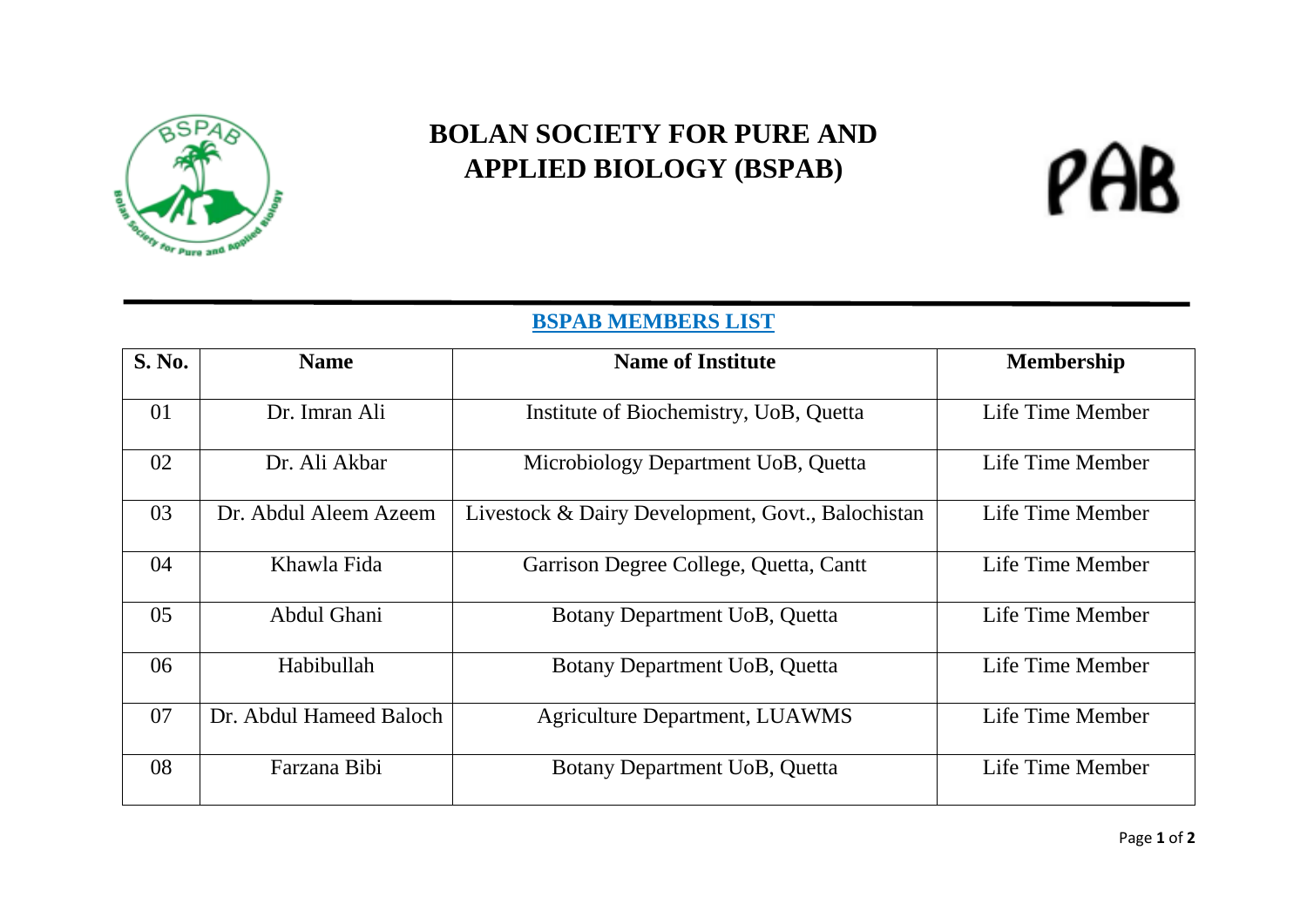# BOLAN SOCIETY FOR PURE AND APPLIED BIOLOGY (BSPAB)

PAB

## BSPAB MEMBERS LIST

| S. No. | Name | Name of Institute | Membership |
|---|---|---|---|
| 01 | Dr. Imran Ali | Institute of Biochemistry, UoB, Quetta | Life Time Member |
| 02 | Dr. Ali Akbar | Microbiology Department UoB, Quetta | Life Time Member |
| 03 | Dr. Abdul Aleem Azeem | Livestock & Dairy Development, Govt., Balochistan | Life Time Member |
| 04 | Khawla Fida | Garrison Degree College, Quetta, Cantt | Life Time Member |
| 05 | Abdul Ghani | Botany Department UoB, Quetta | Life Time Member |
| 06 | Habibullah | Botany Department UoB, Quetta | Life Time Member |
| 07 | Dr. Abdul Hameed Baloch | Agriculture Department, LUAWMS | Life Time Member |
| 08 | Farzana Bibi | Botany Department UoB, Quetta | Life Time Member |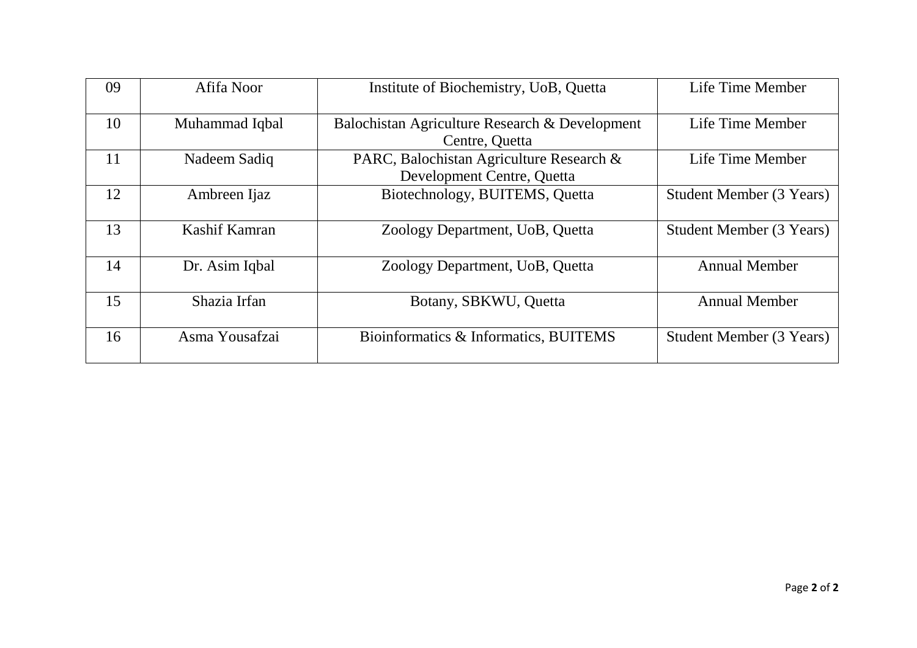| | | | |
|---|---|---|---|
| 09 | Afifa Noor | Institute of Biochemistry, UoB, Quetta | Life Time Member |
| 10 | Muhammad Iqbal | Balochistan Agriculture Research & Development Centre, Quetta | Life Time Member |
| 11 | Nadeem Sadiq | PARC, Balochistan Agriculture Research & Development Centre, Quetta | Life Time Member |
| 12 | Ambreen Ijaz | Biotechnology, BUITEMS, Quetta | Student Member (3 Years) |
| 13 | Kashif Kamran | Zoology Department, UoB, Quetta | Student Member (3 Years) |
| 14 | Dr. Asim Iqbal | Zoology Department, UoB, Quetta | Annual Member |
| 15 | Shazia Irfan | Botany, SBKWU, Quetta | Annual Member |
| 16 | Asma Yousafzai | Bioinformatics & Informatics, BUITEMS | Student Member (3 Years) |